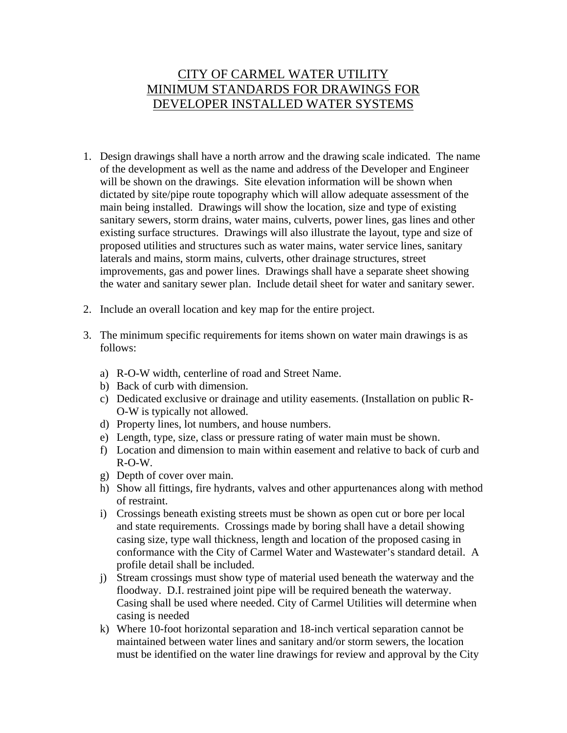# CITY OF CARMEL WATER UTILITY
# MINIMUM STANDARDS FOR DRAWINGS FOR
# DEVELOPER INSTALLED WATER SYSTEMS

1. Design drawings shall have a north arrow and the drawing scale indicated. The name of the development as well as the name and address of the Developer and Engineer will be shown on the drawings. Site elevation information will be shown when dictated by site/pipe route topography which will allow adequate assessment of the main being installed. Drawings will show the location, size and type of existing sanitary sewers, storm drains, water mains, culverts, power lines, gas lines and other existing surface structures. Drawings will also illustrate the layout, type and size of proposed utilities and structures such as water mains, water service lines, sanitary laterals and mains, storm mains, culverts, other drainage structures, street improvements, gas and power lines. Drawings shall have a separate sheet showing the water and sanitary sewer plan. Include detail sheet for water and sanitary sewer.

2. Include an overall location and key map for the entire project.

3. The minimum specific requirements for items shown on water main drawings is as follows:

   a) R-O-W width, centerline of road and Street Name.
   b) Back of curb with dimension.
   c) Dedicated exclusive or drainage and utility easements. (Installation on public R-O-W is typically not allowed.
   d) Property lines, lot numbers, and house numbers.
   e) Length, type, size, class or pressure rating of water main must be shown.
   f) Location and dimension to main within easement and relative to back of curb and R-O-W.
   g) Depth of cover over main.
   h) Show all fittings, fire hydrants, valves and other appurtenances along with method of restraint.
   i) Crossings beneath existing streets must be shown as open cut or bore per local and state requirements. Crossings made by boring shall have a detail showing casing size, type wall thickness, length and location of the proposed casing in conformance with the City of Carmel Water and Wastewater's standard detail. A profile detail shall be included.
   j) Stream crossings must show type of material used beneath the waterway and the floodway. D.I. restrained joint pipe will be required beneath the waterway. Casing shall be used where needed. City of Carmel Utilities will determine when casing is needed
   k) Where 10-foot horizontal separation and 18-inch vertical separation cannot be maintained between water lines and sanitary and/or storm sewers, the location must be identified on the water line drawings for review and approval by the City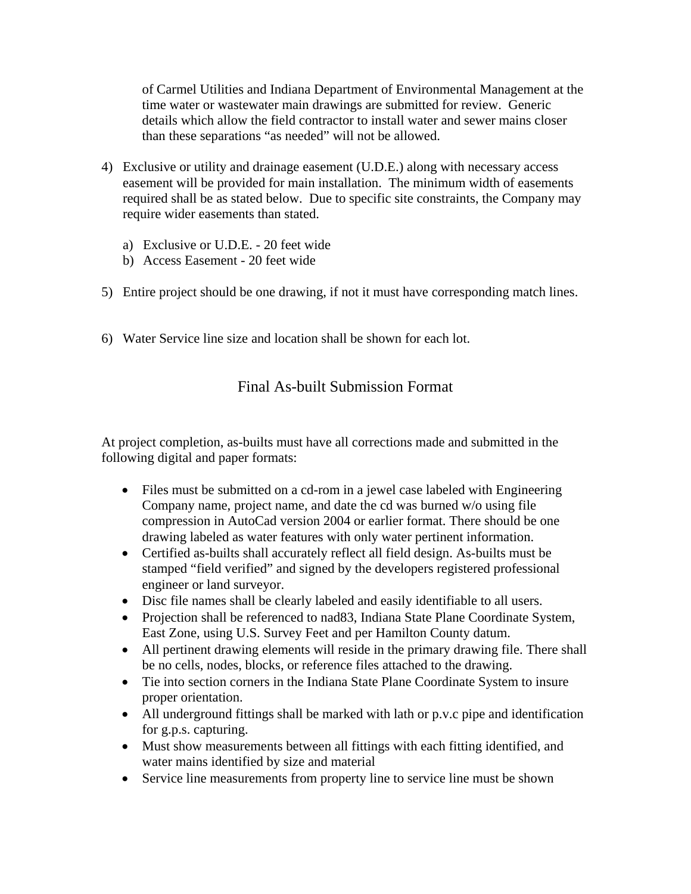of Carmel Utilities and Indiana Department of Environmental Management at the time water or wastewater main drawings are submitted for review. Generic details which allow the field contractor to install water and sewer mains closer than these separations "as needed" will not be allowed.

4) Exclusive or utility and drainage easement (U.D.E.) along with necessary access easement will be provided for main installation. The minimum width of easements required shall be as stated below. Due to specific site constraints, the Company may require wider easements than stated.

    a) Exclusive or U.D.E. - 20 feet wide
    b) Access Easement - 20 feet wide

5) Entire project should be one drawing, if not it must have corresponding match lines.

6) Water Service line size and location shall be shown for each lot.

## Final As-built Submission Format

At project completion, as-builts must have all corrections made and submitted in the following digital and paper formats:

- Files must be submitted on a cd-rom in a jewel case labeled with Engineering Company name, project name, and date the cd was burned w/o using file compression in AutoCad version 2004 or earlier format. There should be one drawing labeled as water features with only water pertinent information.
- Certified as-builts shall accurately reflect all field design. As-builts must be stamped "field verified" and signed by the developers registered professional engineer or land surveyor.
- Disc file names shall be clearly labeled and easily identifiable to all users.
- Projection shall be referenced to nad83, Indiana State Plane Coordinate System, East Zone, using U.S. Survey Feet and per Hamilton County datum.
- All pertinent drawing elements will reside in the primary drawing file. There shall be no cells, nodes, blocks, or reference files attached to the drawing.
- Tie into section corners in the Indiana State Plane Coordinate System to insure proper orientation.
- All underground fittings shall be marked with lath or p.v.c pipe and identification for g.p.s. capturing.
- Must show measurements between all fittings with each fitting identified, and water mains identified by size and material
- Service line measurements from property line to service line must be shown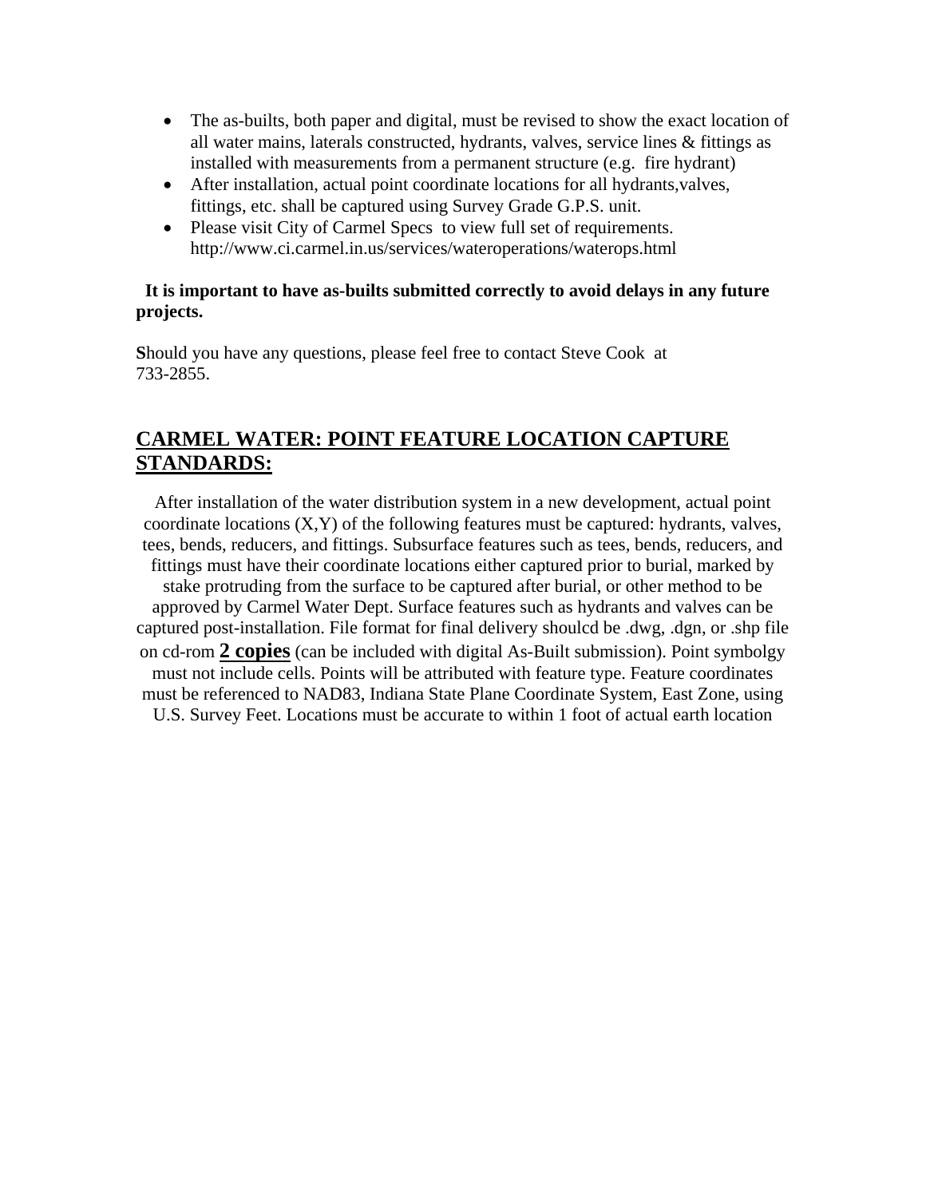- The as-builts, both paper and digital, must be revised to show the exact location of all water mains, laterals constructed, hydrants, valves, service lines & fittings as installed with measurements from a permanent structure (e.g. fire hydrant)
- After installation, actual point coordinate locations for all hydrants,valves, fittings, etc. shall be captured using Survey Grade G.P.S. unit.
- Please visit City of Carmel Specs to view full set of requirements. http://www.ci.carmel.in.us/services/wateroperations/waterops.html

**It is important to have as-builts submitted correctly to avoid delays in any future projects.**

**S**hould you have any questions, please feel free to contact Steve Cook at 733-2855.

## CARMEL WATER: POINT FEATURE LOCATION CAPTURE STANDARDS:

After installation of the water distribution system in a new development, actual point coordinate locations (X,Y) of the following features must be captured: hydrants, valves, tees, bends, reducers, and fittings. Subsurface features such as tees, bends, reducers, and fittings must have their coordinate locations either captured prior to burial, marked by stake protruding from the surface to be captured after burial, or other method to be approved by Carmel Water Dept. Surface features such as hydrants and valves can be captured post-installation. File format for final delivery shoulcd be .dwg, .dgn, or .shp file on cd-rom **2 copies** (can be included with digital As-Built submission). Point symbolgy must not include cells. Points will be attributed with feature type. Feature coordinates must be referenced to NAD83, Indiana State Plane Coordinate System, East Zone, using U.S. Survey Feet. Locations must be accurate to within 1 foot of actual earth location